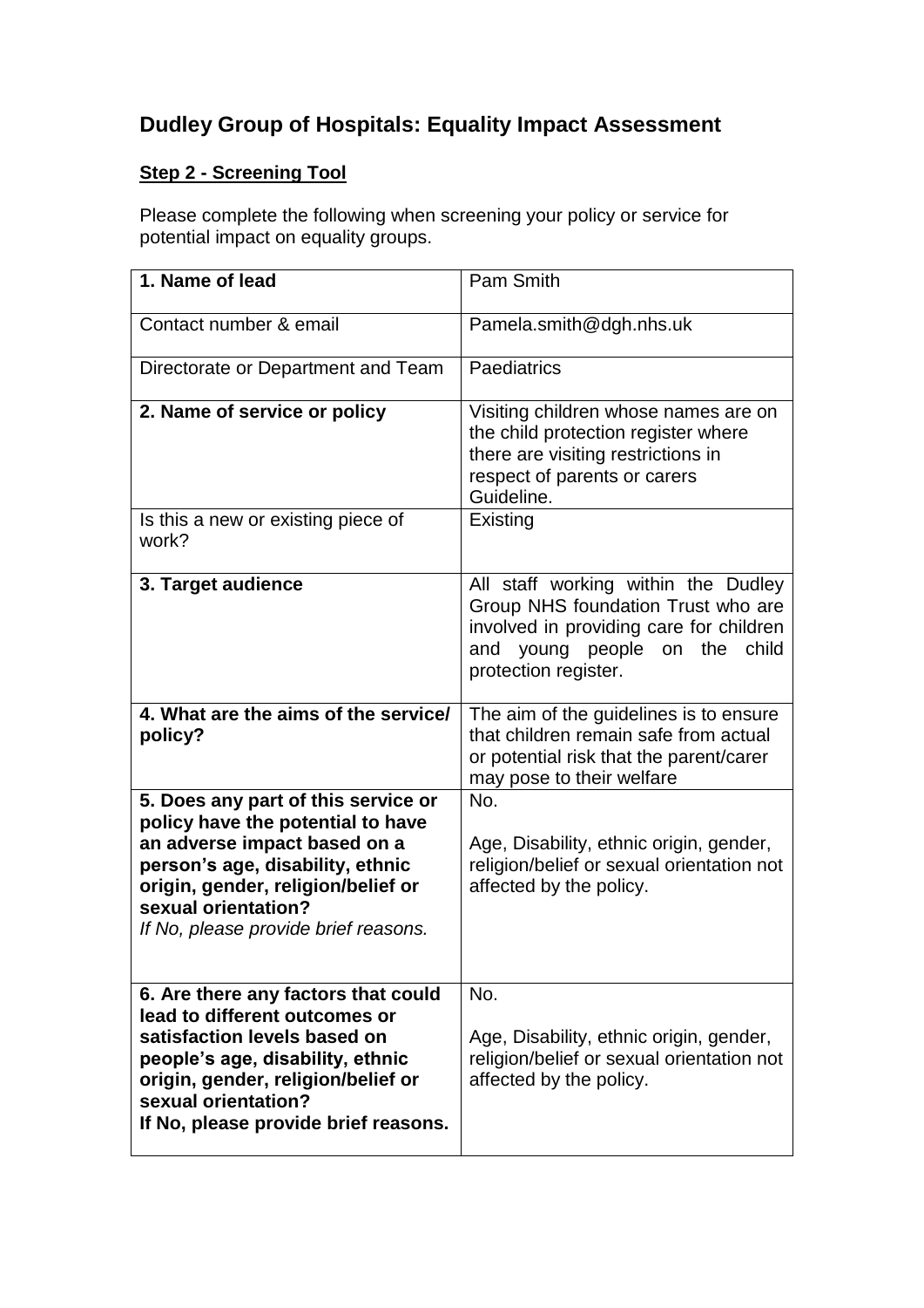# Dudley Group of Hospitals: Equality Impact Assessment

## **Step 2 - Screening Tool**

Please complete the following when screening your policy or service for potential impact on equality groups.

| **1. Name of lead** | Pam Smith |
|---|---|
| Contact number & email | Pamela.smith@dgh.nhs.uk |
| Directorate or Department and Team | Paediatrics |
| **2. Name of service or policy** | Visiting children whose names are on the child protection register where there are visiting restrictions in respect of parents or carers Guideline. |
| Is this a new or existing piece of work? | Existing |
| **3. Target audience** | All staff working within the Dudley Group NHS foundation Trust who are involved in providing care for children and young people on the child protection register. |
| **4. What are the aims of the service/ policy?** | The aim of the guidelines is to ensure that children remain safe from actual or potential risk that the parent/carer may pose to their welfare |
| **5. Does any part of this service or policy have the potential to have an adverse impact based on a person's age, disability, ethnic origin, gender, religion/belief or sexual orientation?**<br>*If No, please provide brief reasons.* | No.<br><br>Age, Disability, ethnic origin, gender, religion/belief or sexual orientation not affected by the policy. |
| **6. Are there any factors that could lead to different outcomes or satisfaction levels based on people's age, disability, ethnic origin, gender, religion/belief or sexual orientation?**<br>**If No, please provide brief reasons.** | No.<br><br>Age, Disability, ethnic origin, gender, religion/belief or sexual orientation not affected by the policy. |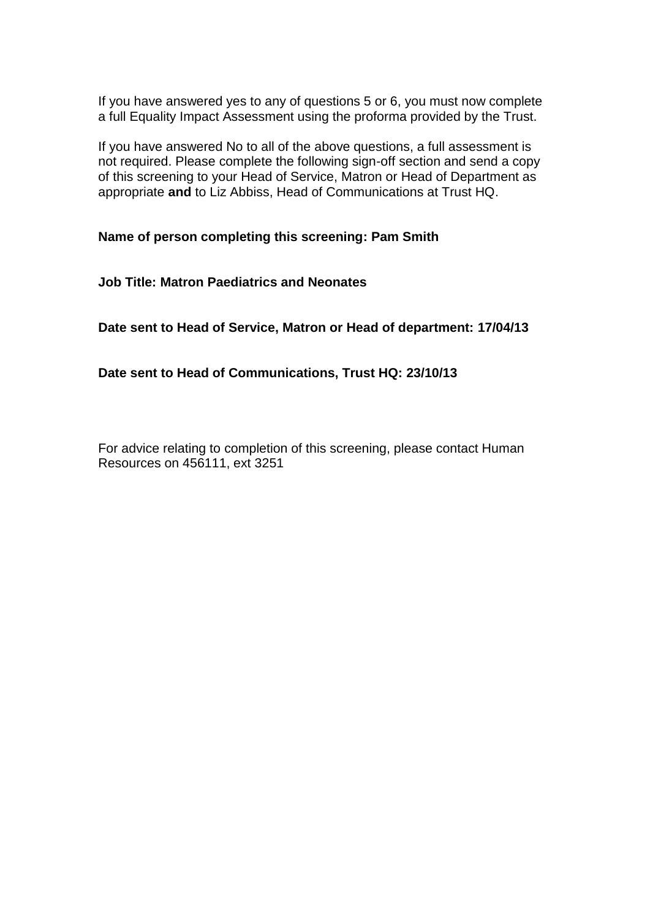If you have answered yes to any of questions 5 or 6, you must now complete a full Equality Impact Assessment using the proforma provided by the Trust.

If you have answered No to all of the above questions, a full assessment is not required. Please complete the following sign-off section and send a copy of this screening to your Head of Service, Matron or Head of Department as appropriate **and** to Liz Abbiss, Head of Communications at Trust HQ.

**Name of person completing this screening: Pam Smith**

**Job Title: Matron Paediatrics and Neonates**

**Date sent to Head of Service, Matron or Head of department: 17/04/13**

**Date sent to Head of Communications, Trust HQ: 23/10/13**

For advice relating to completion of this screening, please contact Human Resources on 456111, ext 3251